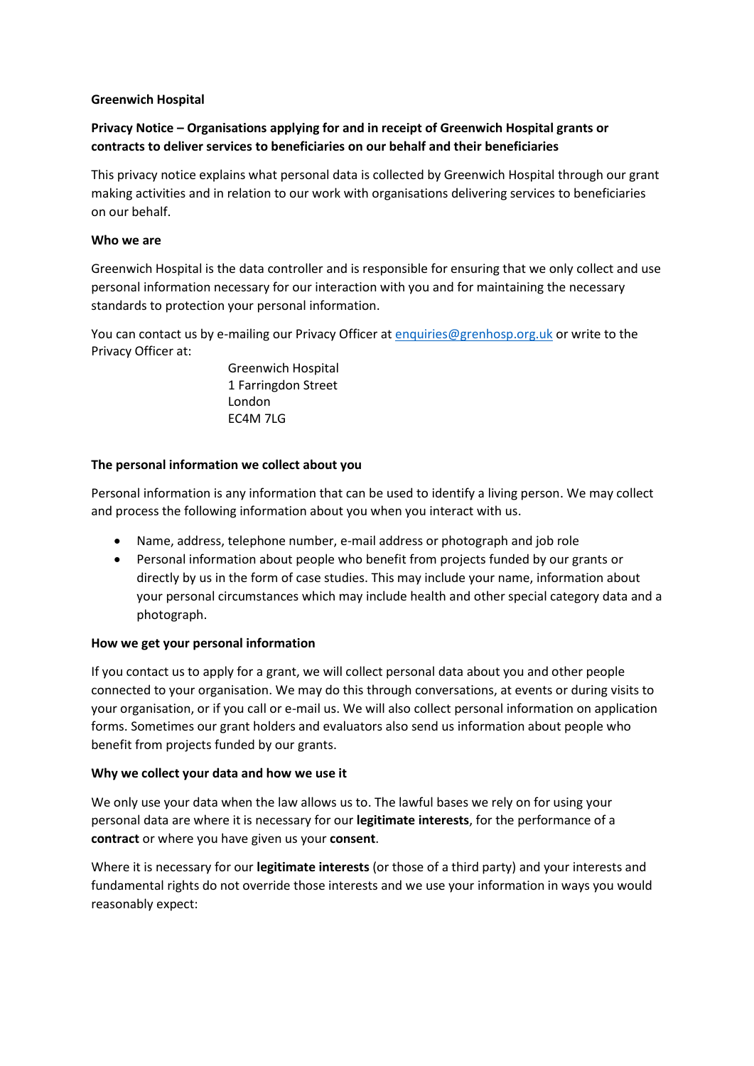**Greenwich Hospital**

**Privacy Notice – Organisations applying for and in receipt of Greenwich Hospital grants or contracts to deliver services to beneficiaries on our behalf and their beneficiaries**

This privacy notice explains what personal data is collected by Greenwich Hospital through our grant making activities and in relation to our work with organisations delivering services to beneficiaries on our behalf.

**Who we are**

Greenwich Hospital is the data controller and is responsible for ensuring that we only collect and use personal information necessary for our interaction with you and for maintaining the necessary standards to protection your personal information.

You can contact us by e-mailing our Privacy Officer at enquiries@grenhosp.org.uk or write to the Privacy Officer at:

Greenwich Hospital
1 Farringdon Street
London
EC4M 7LG

**The personal information we collect about you**

Personal information is any information that can be used to identify a living person. We may collect and process the following information about you when you interact with us.

- Name, address, telephone number, e-mail address or photograph and job role
- Personal information about people who benefit from projects funded by our grants or directly by us in the form of case studies. This may include your name, information about your personal circumstances which may include health and other special category data and a photograph.

**How we get your personal information**

If you contact us to apply for a grant, we will collect personal data about you and other people connected to your organisation. We may do this through conversations, at events or during visits to your organisation, or if you call or e-mail us. We will also collect personal information on application forms. Sometimes our grant holders and evaluators also send us information about people who benefit from projects funded by our grants.

**Why we collect your data and how we use it**

We only use your data when the law allows us to. The lawful bases we rely on for using your personal data are where it is necessary for our **legitimate interests**, for the performance of a **contract** or where you have given us your **consent**.

Where it is necessary for our **legitimate interests** (or those of a third party) and your interests and fundamental rights do not override those interests and we use your information in ways you would reasonably expect: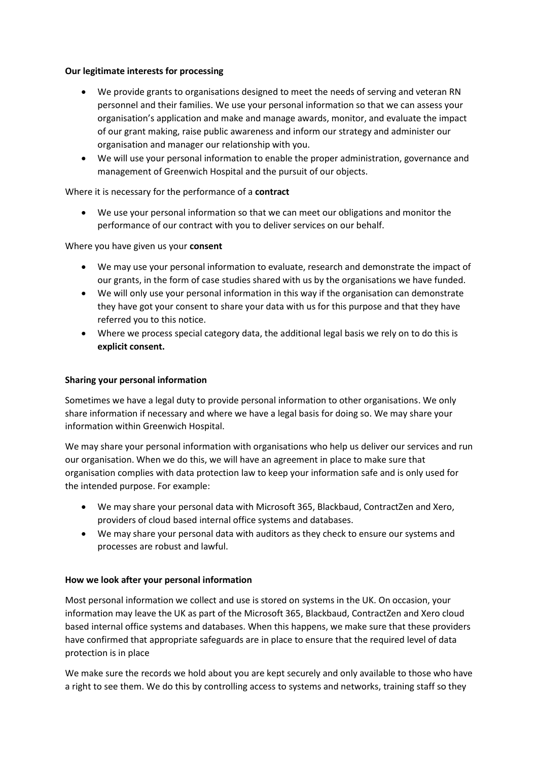**Our legitimate interests for processing**

- We provide grants to organisations designed to meet the needs of serving and veteran RN personnel and their families. We use your personal information so that we can assess your organisation's application and make and manage awards, monitor, and evaluate the impact of our grant making, raise public awareness and inform our strategy and administer our organisation and manager our relationship with you.
- We will use your personal information to enable the proper administration, governance and management of Greenwich Hospital and the pursuit of our objects.

Where it is necessary for the performance of a **contract**

- We use your personal information so that we can meet our obligations and monitor the performance of our contract with you to deliver services on our behalf.

Where you have given us your **consent**

- We may use your personal information to evaluate, research and demonstrate the impact of our grants, in the form of case studies shared with us by the organisations we have funded.
- We will only use your personal information in this way if the organisation can demonstrate they have got your consent to share your data with us for this purpose and that they have referred you to this notice.
- Where we process special category data, the additional legal basis we rely on to do this is **explicit consent.**

**Sharing your personal information**

Sometimes we have a legal duty to provide personal information to other organisations. We only share information if necessary and where we have a legal basis for doing so. We may share your information within Greenwich Hospital.

We may share your personal information with organisations who help us deliver our services and run our organisation. When we do this, we will have an agreement in place to make sure that organisation complies with data protection law to keep your information safe and is only used for the intended purpose. For example:

- We may share your personal data with Microsoft 365, Blackbaud, ContractZen and Xero, providers of cloud based internal office systems and databases.
- We may share your personal data with auditors as they check to ensure our systems and processes are robust and lawful.

**How we look after your personal information**

Most personal information we collect and use is stored on systems in the UK. On occasion, your information may leave the UK as part of the Microsoft 365, Blackbaud, ContractZen and Xero cloud based internal office systems and databases. When this happens, we make sure that these providers have confirmed that appropriate safeguards are in place to ensure that the required level of data protection is in place

We make sure the records we hold about you are kept securely and only available to those who have a right to see them. We do this by controlling access to systems and networks, training staff so they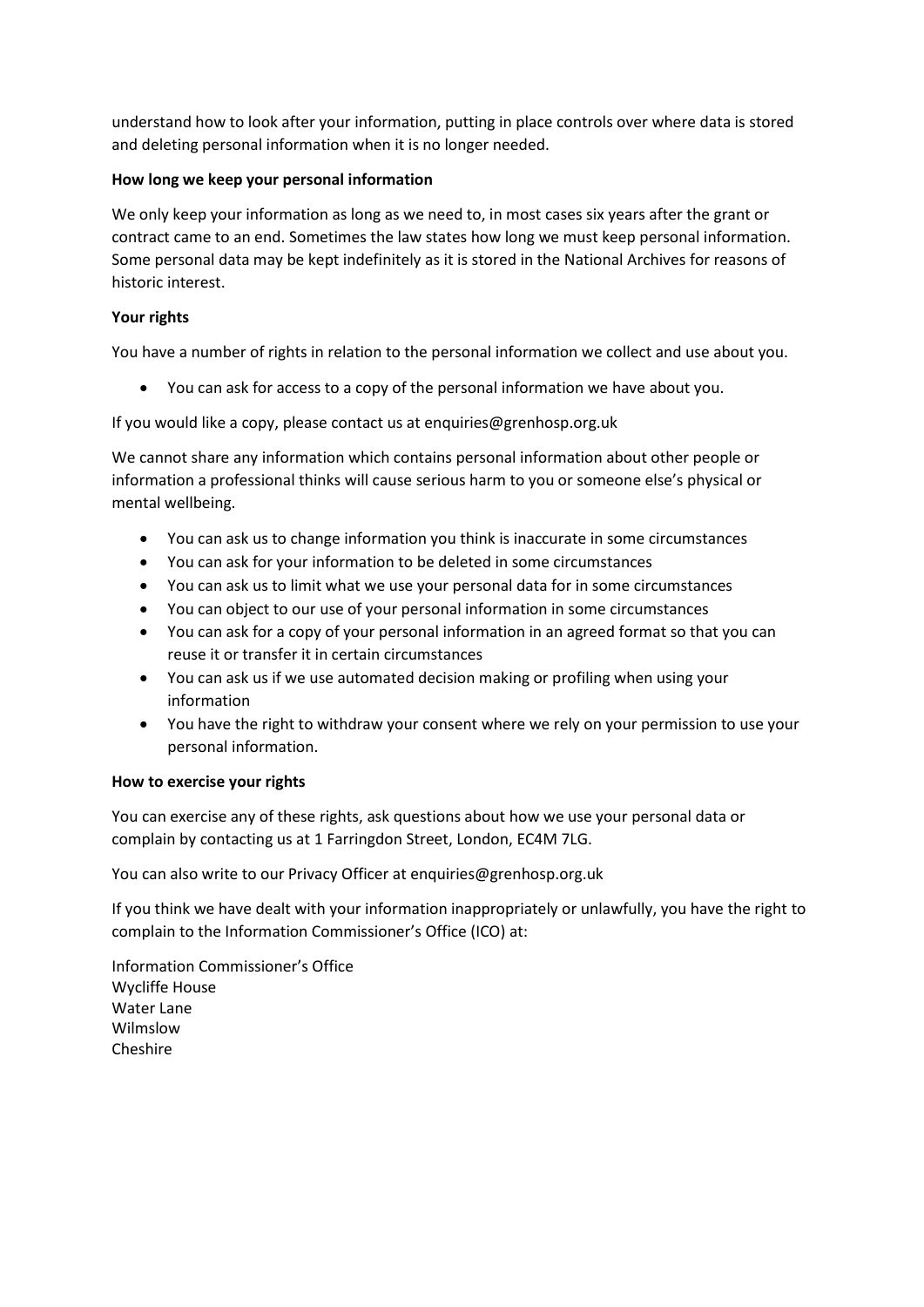understand how to look after your information, putting in place controls over where data is stored and deleting personal information when it is no longer needed.

**How long we keep your personal information**

We only keep your information as long as we need to, in most cases six years after the grant or contract came to an end. Sometimes the law states how long we must keep personal information. Some personal data may be kept indefinitely as it is stored in the National Archives for reasons of historic interest.

**Your rights**

You have a number of rights in relation to the personal information we collect and use about you.

- You can ask for access to a copy of the personal information we have about you.

If you would like a copy, please contact us at enquiries@grenhosp.org.uk

We cannot share any information which contains personal information about other people or information a professional thinks will cause serious harm to you or someone else's physical or mental wellbeing.

- You can ask us to change information you think is inaccurate in some circumstances
- You can ask for your information to be deleted in some circumstances
- You can ask us to limit what we use your personal data for in some circumstances
- You can object to our use of your personal information in some circumstances
- You can ask for a copy of your personal information in an agreed format so that you can reuse it or transfer it in certain circumstances
- You can ask us if we use automated decision making or profiling when using your information
- You have the right to withdraw your consent where we rely on your permission to use your personal information.

**How to exercise your rights**

You can exercise any of these rights, ask questions about how we use your personal data or complain by contacting us at 1 Farringdon Street, London, EC4M 7LG.

You can also write to our Privacy Officer at enquiries@grenhosp.org.uk

If you think we have dealt with your information inappropriately or unlawfully, you have the right to complain to the Information Commissioner's Office (ICO) at:

Information Commissioner's Office
Wycliffe House
Water Lane
Wilmslow
Cheshire